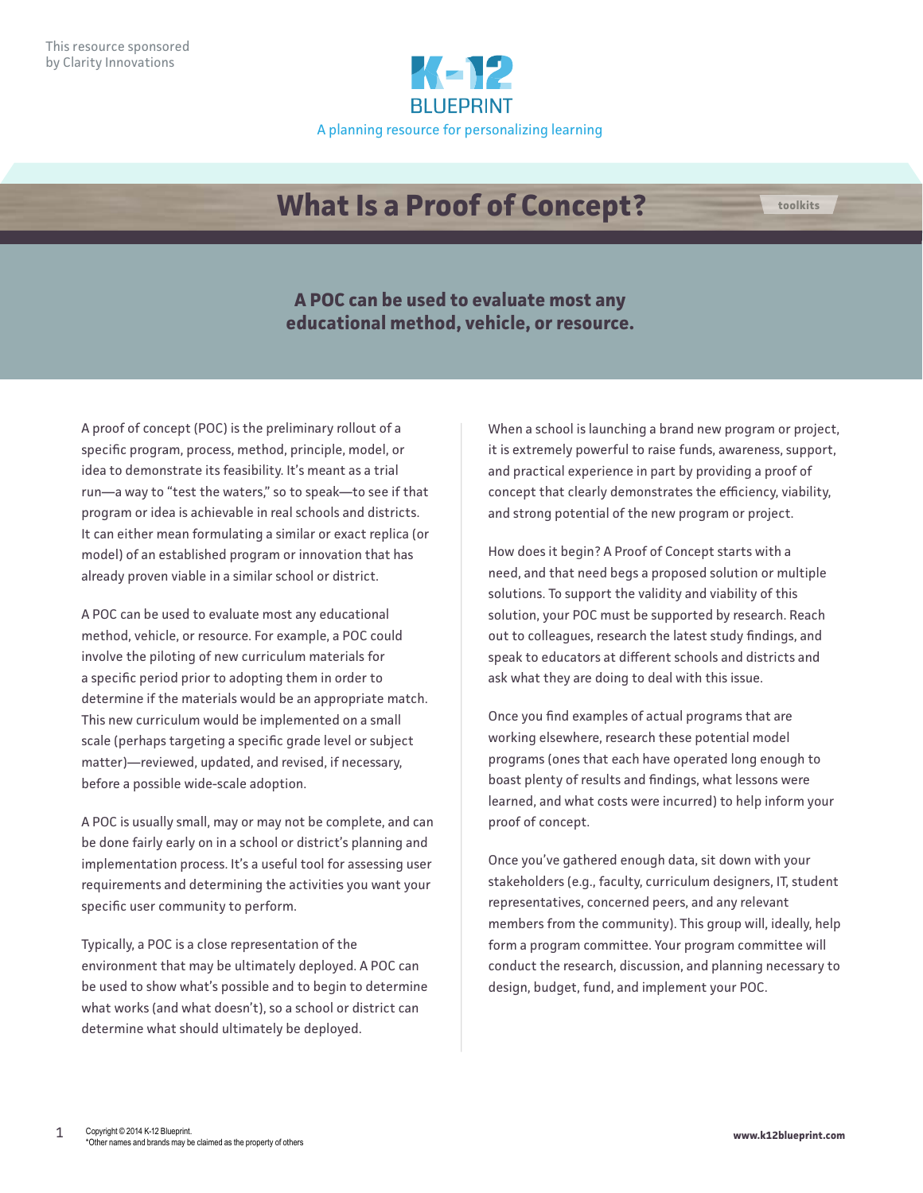This resource sponsored by Clarity Innovations

K-12 BLUEPRINT

A planning resource for personalizing learning

# What Is a Proof of Concept?

toolkits

**A POC can be used to evaluate most any educational method, vehicle, or resource.**

A proof of concept (POC) is the preliminary rollout of a specific program, process, method, principle, model, or idea to demonstrate its feasibility. It's meant as a trial run—a way to "test the waters," so to speak—to see if that program or idea is achievable in real schools and districts. It can either mean formulating a similar or exact replica (or model) of an established program or innovation that has already proven viable in a similar school or district.

A POC can be used to evaluate most any educational method, vehicle, or resource. For example, a POC could involve the piloting of new curriculum materials for a specific period prior to adopting them in order to determine if the materials would be an appropriate match. This new curriculum would be implemented on a small scale (perhaps targeting a specific grade level or subject matter)—reviewed, updated, and revised, if necessary, before a possible wide-scale adoption.

A POC is usually small, may or may not be complete, and can be done fairly early on in a school or district's planning and implementation process. It's a useful tool for assessing user requirements and determining the activities you want your specific user community to perform.

Typically, a POC is a close representation of the environment that may be ultimately deployed. A POC can be used to show what's possible and to begin to determine what works (and what doesn't), so a school or district can determine what should ultimately be deployed.

When a school is launching a brand new program or project, it is extremely powerful to raise funds, awareness, support, and practical experience in part by providing a proof of concept that clearly demonstrates the efficiency, viability, and strong potential of the new program or project.

How does it begin? A Proof of Concept starts with a need, and that need begs a proposed solution or multiple solutions. To support the validity and viability of this solution, your POC must be supported by research. Reach out to colleagues, research the latest study findings, and speak to educators at different schools and districts and ask what they are doing to deal with this issue.

Once you find examples of actual programs that are working elsewhere, research these potential model programs (ones that each have operated long enough to boast plenty of results and findings, what lessons were learned, and what costs were incurred) to help inform your proof of concept.

Once you've gathered enough data, sit down with your stakeholders (e.g., faculty, curriculum designers, IT, student representatives, concerned peers, and any relevant members from the community). This group will, ideally, help form a program committee. Your program committee will conduct the research, discussion, and planning necessary to design, budget, fund, and implement your POC.

Copyright © 2014 K-12 Blueprint.
*Other names and brands may be claimed as the property of others

www.k12blueprint.com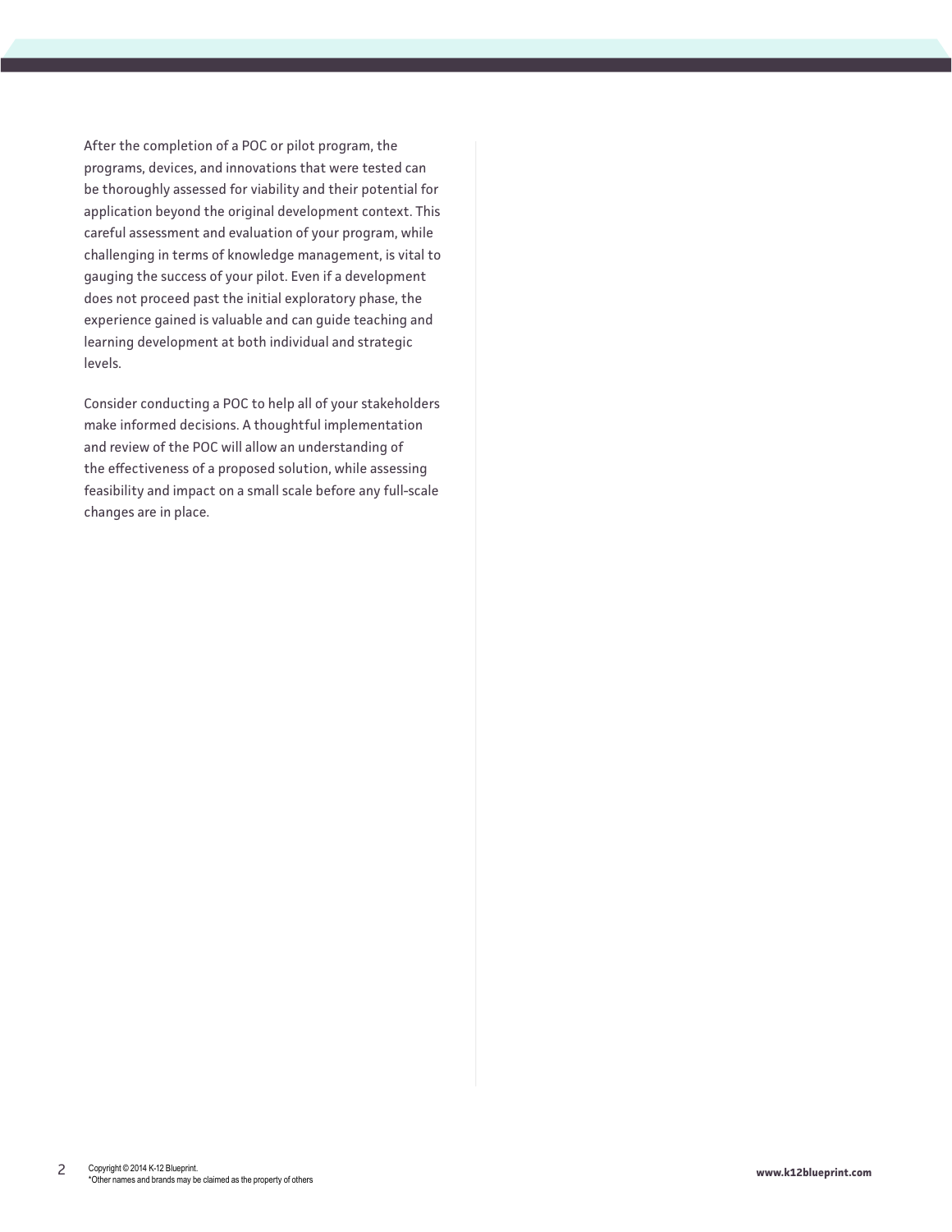After the completion of a POC or pilot program, the programs, devices, and innovations that were tested can be thoroughly assessed for viability and their potential for application beyond the original development context. This careful assessment and evaluation of your program, while challenging in terms of knowledge management, is vital to gauging the success of your pilot. Even if a development does not proceed past the initial exploratory phase, the experience gained is valuable and can guide teaching and learning development at both individual and strategic levels.

Consider conducting a POC to help all of your stakeholders make informed decisions. A thoughtful implementation and review of the POC will allow an understanding of the effectiveness of a proposed solution, while assessing feasibility and impact on a small scale before any full-scale changes are in place.